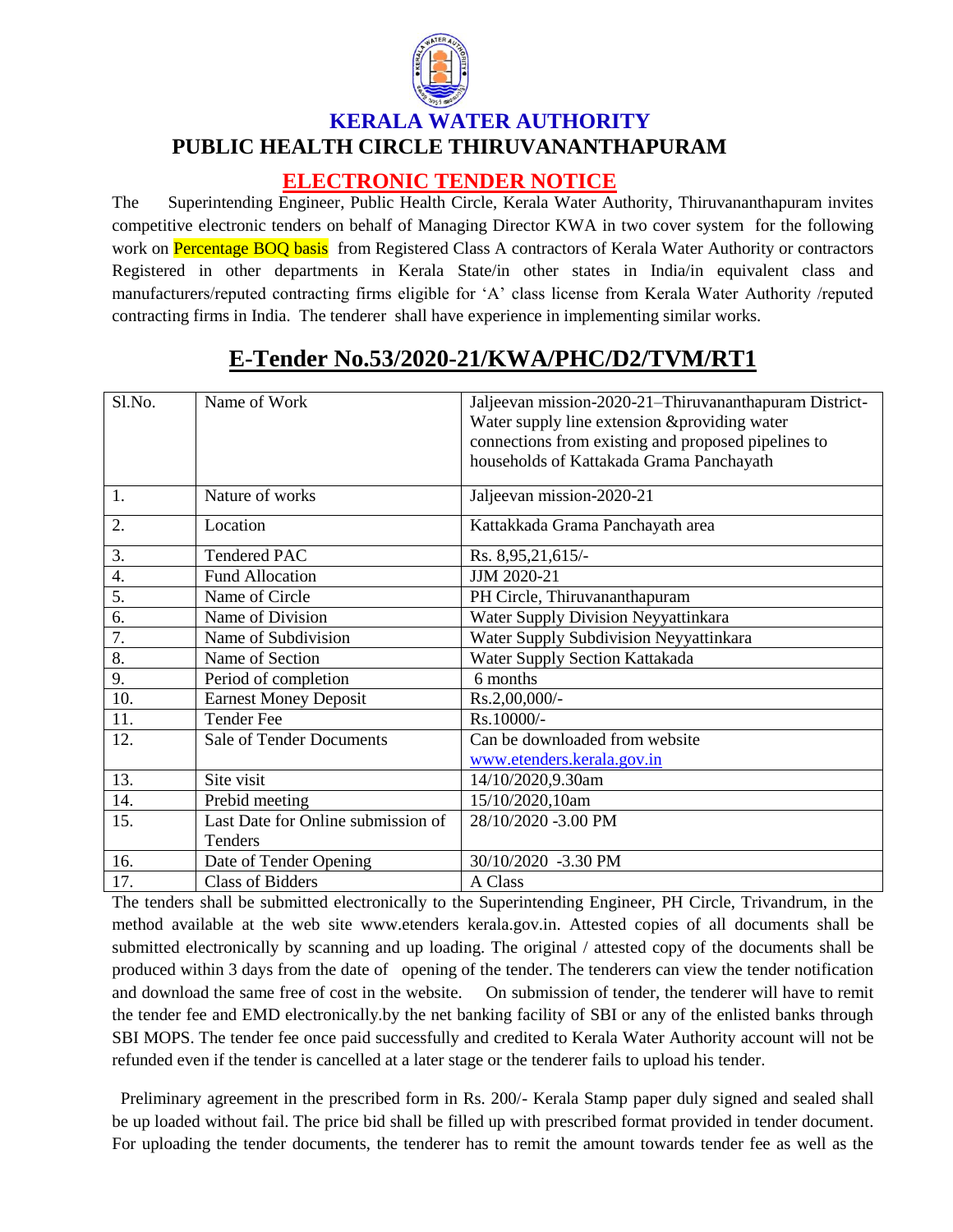# KERALA WATER AUTHORITY

## PUBLIC HEALTH CIRCLE THIRUVANANTHAPURAM

## ELECTRONIC TENDER NOTICE

The Superintending Engineer, Public Health Circle, Kerala Water Authority, Thiruvananthapuram invites competitive electronic tenders on behalf of Managing Director KWA in two cover system for the following work on Percentage BOQ basis from Registered Class A contractors of Kerala Water Authority or contractors Registered in other departments in Kerala State/in other states in India/in equivalent class and manufacturers/reputed contracting firms eligible for 'A' class license from Kerala Water Authority /reputed contracting firms in India. The tenderer shall have experience in implementing similar works.

## E-Tender No.53/2020-21/KWA/PHC/D2/TVM/RT1

| Sl.No. | Name of Work | Jaljeevan mission-2020-21–Thiruvananthapuram District-Water supply line extension &providing water connections from existing and proposed pipelines to households of Kattakada Grama Panchayath |
|---|---|---|
| 1. | Nature of works | Jaljeevan mission-2020-21 |
| 2. | Location | Kattakkada Grama Panchayath area |
| 3. | Tendered PAC | Rs. 8,95,21,615/- |
| 4. | Fund Allocation | JJM 2020-21 |
| 5. | Name of Circle | PH Circle, Thiruvananthapuram |
| 6. | Name of Division | Water Supply Division Neyyattinkara |
| 7. | Name of Subdivision | Water Supply Subdivision Neyyattinkara |
| 8. | Name of Section | Water Supply Section Kattakada |
| 9. | Period of completion | 6 months |
| 10. | Earnest Money Deposit | Rs.2,00,000/- |
| 11. | Tender Fee | Rs.10000/- |
| 12. | Sale of Tender Documents | Can be downloaded from website www.etenders.kerala.gov.in |
| 13. | Site visit | 14/10/2020,9.30am |
| 14. | Prebid meeting | 15/10/2020,10am |
| 15. | Last Date for Online submission of Tenders | 28/10/2020 -3.00 PM |
| 16. | Date of Tender Opening | 30/10/2020 -3.30 PM |
| 17. | Class of Bidders | A Class |

The tenders shall be submitted electronically to the Superintending Engineer, PH Circle, Trivandrum, in the method available at the web site www.etenders kerala.gov.in. Attested copies of all documents shall be submitted electronically by scanning and up loading. The original / attested copy of the documents shall be produced within 3 days from the date of opening of the tender. The tenderers can view the tender notification and download the same free of cost in the website. On submission of tender, the tenderer will have to remit the tender fee and EMD electronically.by the net banking facility of SBI or any of the enlisted banks through SBI MOPS. The tender fee once paid successfully and credited to Kerala Water Authority account will not be refunded even if the tender is cancelled at a later stage or the tenderer fails to upload his tender.

Preliminary agreement in the prescribed form in Rs. 200/- Kerala Stamp paper duly signed and sealed shall be up loaded without fail. The price bid shall be filled up with prescribed format provided in tender document. For uploading the tender documents, the tenderer has to remit the amount towards tender fee as well as the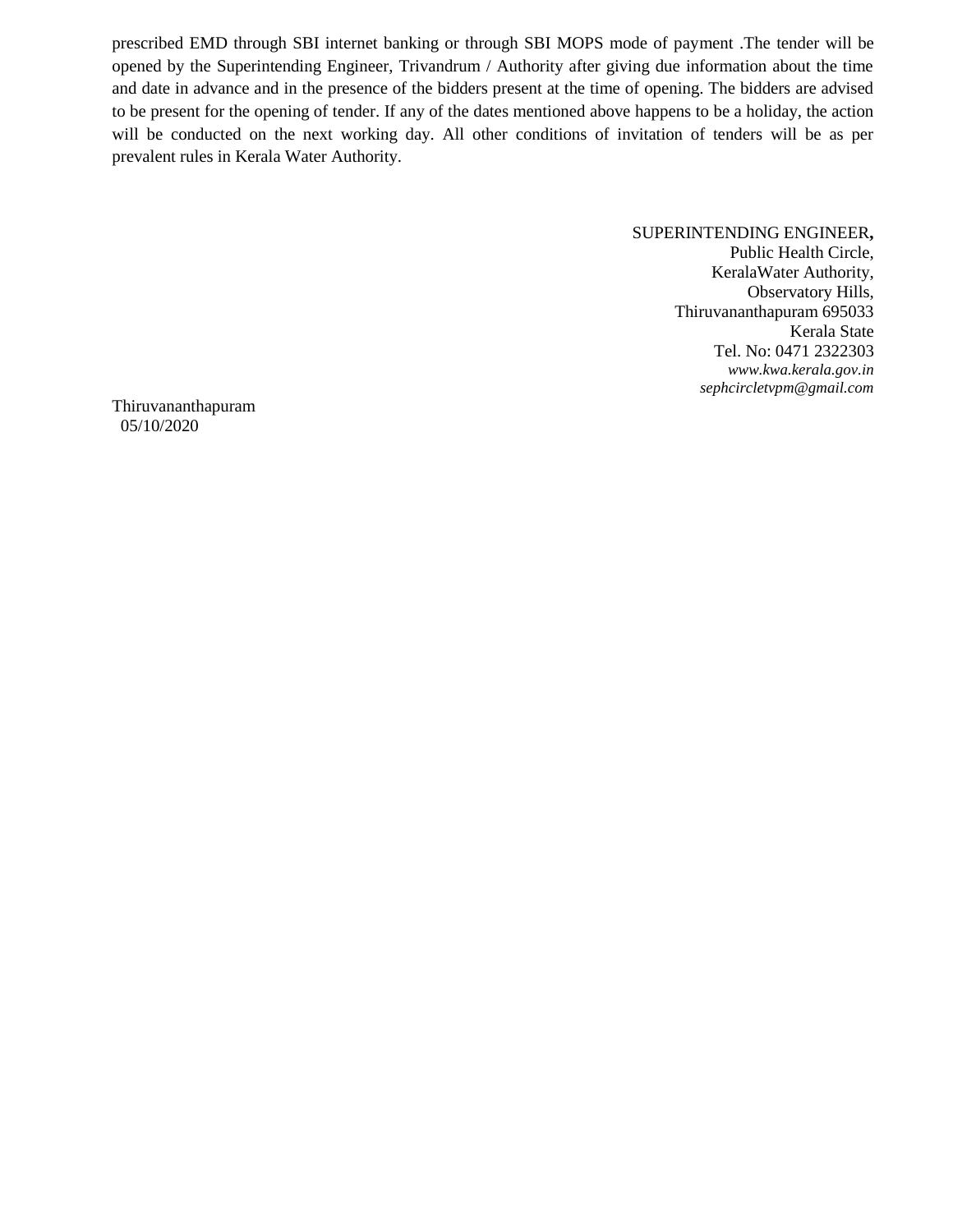prescribed EMD through SBI internet banking or through SBI MOPS mode of payment .The tender will be opened by the Superintending Engineer, Trivandrum / Authority after giving due information about the time and date in advance and in the presence of the bidders present at the time of opening. The bidders are advised to be present for the opening of tender. If any of the dates mentioned above happens to be a holiday, the action will be conducted on the next working day. All other conditions of invitation of tenders will be as per prevalent rules in Kerala Water Authority.

SUPERINTENDING ENGINEER**,**  
Public Health Circle,  
KeralaWater Authority,  
Observatory Hills,  
Thiruvananthapuram 695033  
Kerala State  
Tel. No: 0471 2322303  
*www.kwa.kerala.gov.in*  
*sephcircletvpm@gmail.com*

Thiruvananthapuram  
05/10/2020